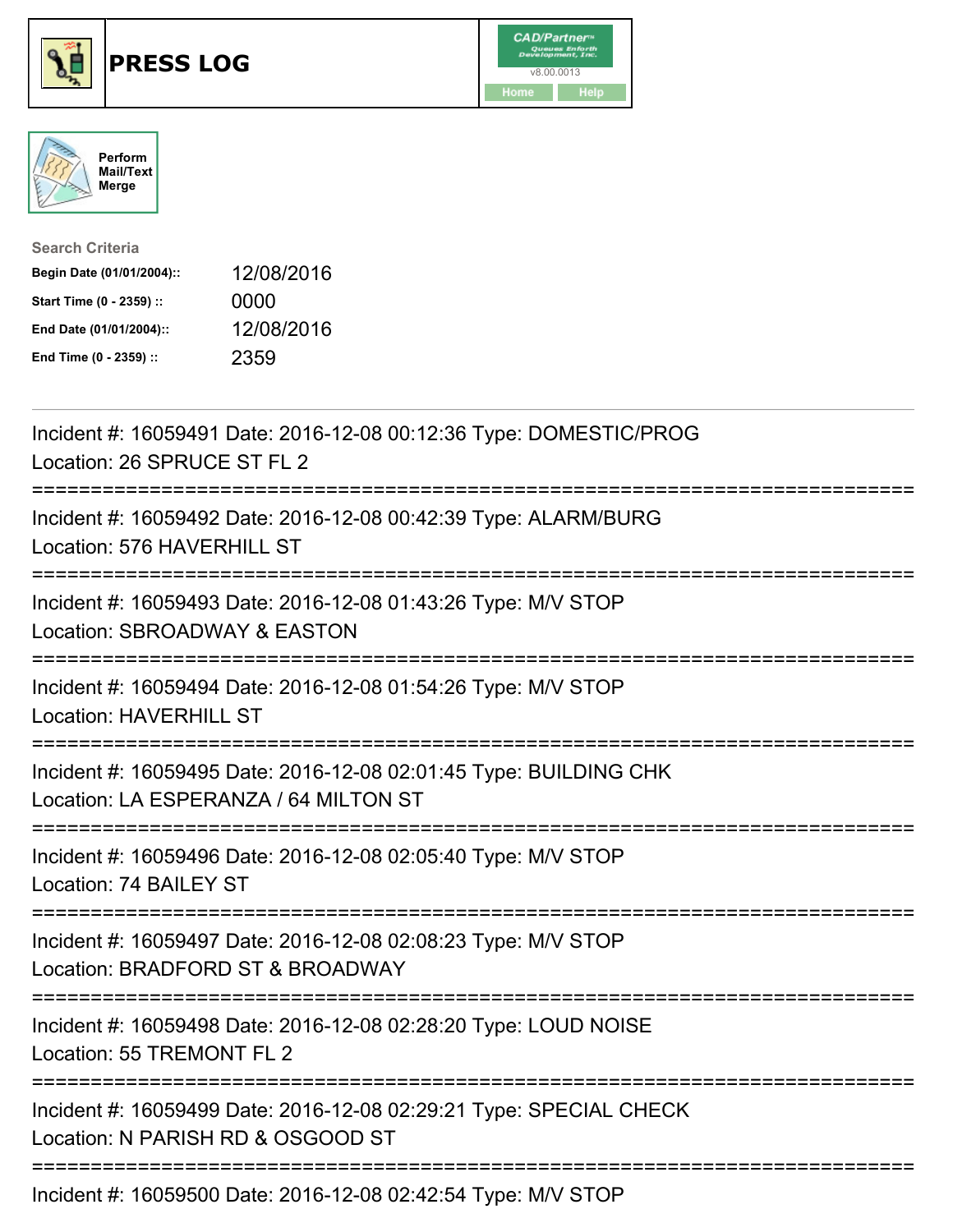# PRESS LOG

Perform Mail/Text Merge

**Search Criteria**

| | |
|---|---|
| **Begin Date (01/01/2004)::** | 12/08/2016 |
| **Start Time (0 - 2359) ::** | 0000 |
| **End Date (01/01/2004)::** | 12/08/2016 |
| **End Time (0 - 2359) ::** | 2359 |

Incident #: 16059491 Date: 2016-12-08 00:12:36 Type: DOMESTIC/PROG
Location: 26 SPRUCE ST FL 2

===========================================================================

Incident #: 16059492 Date: 2016-12-08 00:42:39 Type: ALARM/BURG
Location: 576 HAVERHILL ST

===========================================================================

Incident #: 16059493 Date: 2016-12-08 01:43:26 Type: M/V STOP
Location: SBROADWAY & EASTON

===========================================================================

Incident #: 16059494 Date: 2016-12-08 01:54:26 Type: M/V STOP
Location: HAVERHILL ST

===========================================================================

Incident #: 16059495 Date: 2016-12-08 02:01:45 Type: BUILDING CHK
Location: LA ESPERANZA / 64 MILTON ST

===========================================================================

Incident #: 16059496 Date: 2016-12-08 02:05:40 Type: M/V STOP
Location: 74 BAILEY ST

===========================================================================

Incident #: 16059497 Date: 2016-12-08 02:08:23 Type: M/V STOP
Location: BRADFORD ST & BROADWAY

===========================================================================

Incident #: 16059498 Date: 2016-12-08 02:28:20 Type: LOUD NOISE
Location: 55 TREMONT FL 2

===========================================================================

Incident #: 16059499 Date: 2016-12-08 02:29:21 Type: SPECIAL CHECK
Location: N PARISH RD & OSGOOD ST

===========================================================================

Incident #: 16059500 Date: 2016-12-08 02:42:54 Type: M/V STOP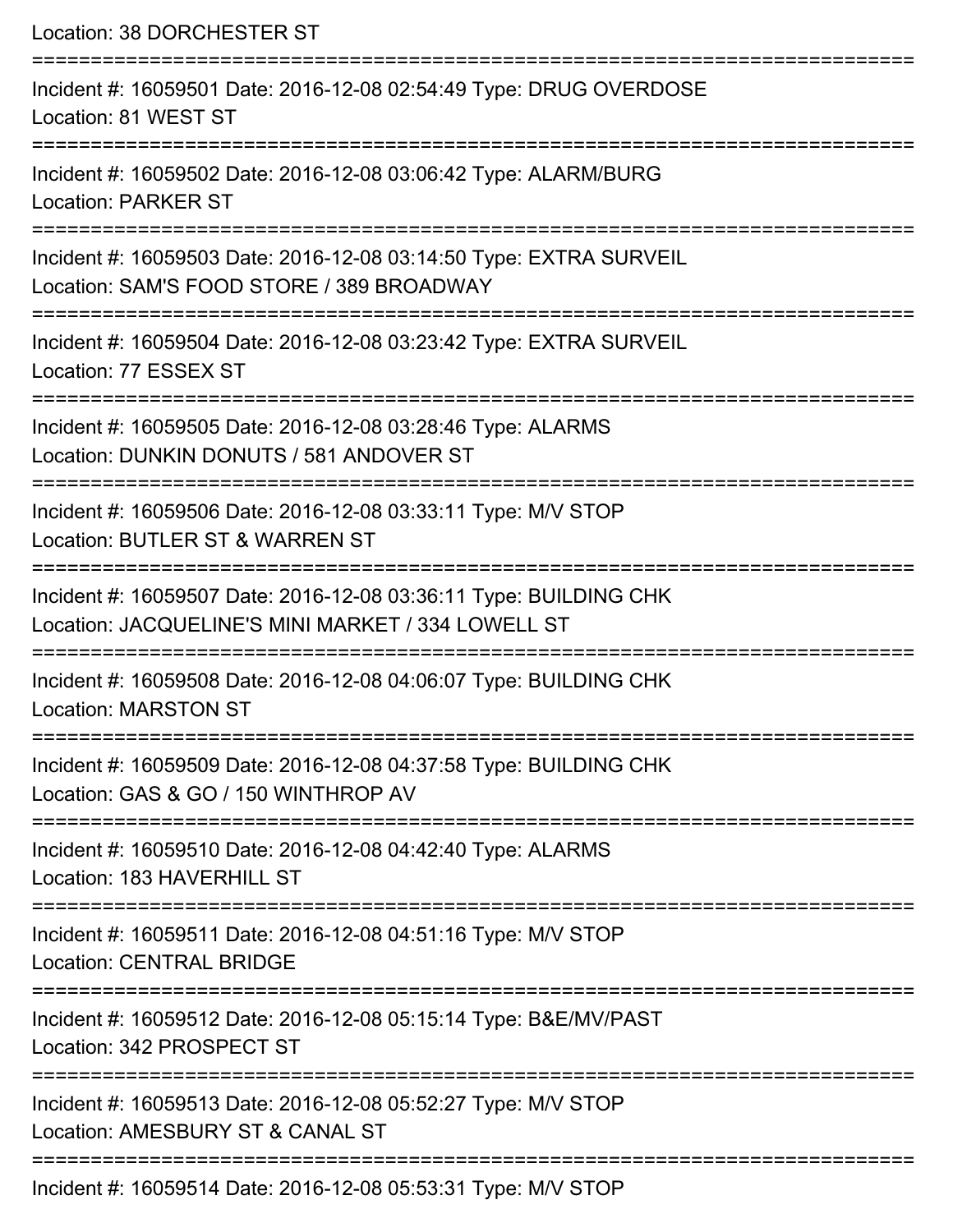Location: 38 DORCHESTER ST

===========================================================================

Incident #: 16059501 Date: 2016-12-08 02:54:49 Type: DRUG OVERDOSE
Location: 81 WEST ST

===========================================================================

Incident #: 16059502 Date: 2016-12-08 03:06:42 Type: ALARM/BURG
Location: PARKER ST

===========================================================================

Incident #: 16059503 Date: 2016-12-08 03:14:50 Type: EXTRA SURVEIL
Location: SAM'S FOOD STORE / 389 BROADWAY

===========================================================================

Incident #: 16059504 Date: 2016-12-08 03:23:42 Type: EXTRA SURVEIL
Location: 77 ESSEX ST

===========================================================================

Incident #: 16059505 Date: 2016-12-08 03:28:46 Type: ALARMS
Location: DUNKIN DONUTS / 581 ANDOVER ST

===========================================================================

Incident #: 16059506 Date: 2016-12-08 03:33:11 Type: M/V STOP
Location: BUTLER ST & WARREN ST

===========================================================================

Incident #: 16059507 Date: 2016-12-08 03:36:11 Type: BUILDING CHK
Location: JACQUELINE'S MINI MARKET / 334 LOWELL ST

===========================================================================

Incident #: 16059508 Date: 2016-12-08 04:06:07 Type: BUILDING CHK
Location: MARSTON ST

===========================================================================

Incident #: 16059509 Date: 2016-12-08 04:37:58 Type: BUILDING CHK
Location: GAS & GO / 150 WINTHROP AV

===========================================================================

Incident #: 16059510 Date: 2016-12-08 04:42:40 Type: ALARMS
Location: 183 HAVERHILL ST

===========================================================================

Incident #: 16059511 Date: 2016-12-08 04:51:16 Type: M/V STOP
Location: CENTRAL BRIDGE

===========================================================================

Incident #: 16059512 Date: 2016-12-08 05:15:14 Type: B&E/MV/PAST
Location: 342 PROSPECT ST

===========================================================================

Incident #: 16059513 Date: 2016-12-08 05:52:27 Type: M/V STOP
Location: AMESBURY ST & CANAL ST

===========================================================================

Incident #: 16059514 Date: 2016-12-08 05:53:31 Type: M/V STOP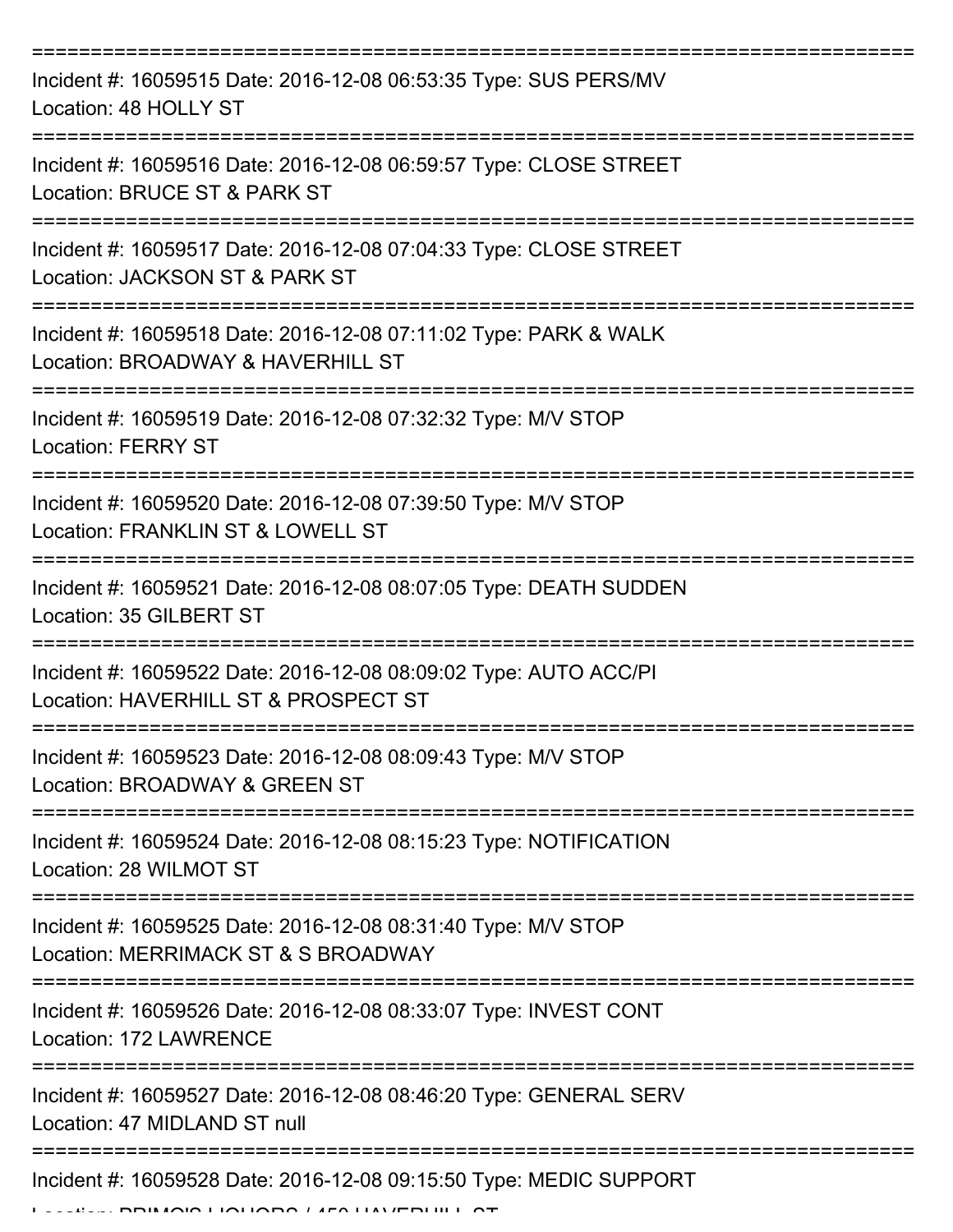==============================================================================
Incident #: 16059515 Date: 2016-12-08 06:53:35 Type: SUS PERS/MV
Location: 48 HOLLY ST
==============================================================================
Incident #: 16059516 Date: 2016-12-08 06:59:57 Type: CLOSE STREET
Location: BRUCE ST & PARK ST
==============================================================================
Incident #: 16059517 Date: 2016-12-08 07:04:33 Type: CLOSE STREET
Location: JACKSON ST & PARK ST
==============================================================================
Incident #: 16059518 Date: 2016-12-08 07:11:02 Type: PARK & WALK
Location: BROADWAY & HAVERHILL ST
==============================================================================
Incident #: 16059519 Date: 2016-12-08 07:32:32 Type: M/V STOP
Location: FERRY ST
==============================================================================
Incident #: 16059520 Date: 2016-12-08 07:39:50 Type: M/V STOP
Location: FRANKLIN ST & LOWELL ST
==============================================================================
Incident #: 16059521 Date: 2016-12-08 08:07:05 Type: DEATH SUDDEN
Location: 35 GILBERT ST
==============================================================================
Incident #: 16059522 Date: 2016-12-08 08:09:02 Type: AUTO ACC/PI
Location: HAVERHILL ST & PROSPECT ST
==============================================================================
Incident #: 16059523 Date: 2016-12-08 08:09:43 Type: M/V STOP
Location: BROADWAY & GREEN ST
==============================================================================
Incident #: 16059524 Date: 2016-12-08 08:15:23 Type: NOTIFICATION
Location: 28 WILMOT ST
==============================================================================
Incident #: 16059525 Date: 2016-12-08 08:31:40 Type: M/V STOP
Location: MERRIMACK ST & S BROADWAY
==============================================================================
Incident #: 16059526 Date: 2016-12-08 08:33:07 Type: INVEST CONT
Location: 172 LAWRENCE
==============================================================================
Incident #: 16059527 Date: 2016-12-08 08:46:20 Type: GENERAL SERV
Location: 47 MIDLAND ST null
==============================================================================
Incident #: 16059528 Date: 2016-12-08 09:15:50 Type: MEDIC SUPPORT
Location: PRIMO'S LIQUORS / 450 HAVERHILL ST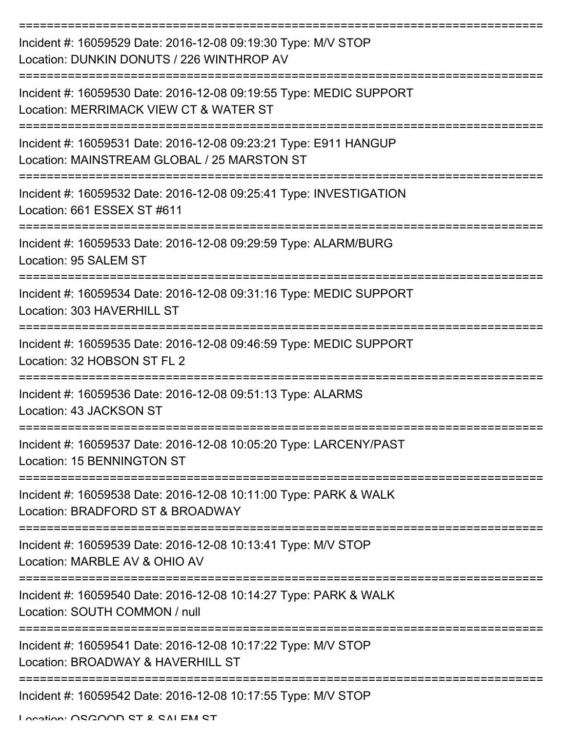===========================================================================

Incident #: 16059529 Date: 2016-12-08 09:19:30 Type: M/V STOP
Location: DUNKIN DONUTS / 226 WINTHROP AV

===========================================================================

Incident #: 16059530 Date: 2016-12-08 09:19:55 Type: MEDIC SUPPORT
Location: MERRIMACK VIEW CT & WATER ST

===========================================================================

Incident #: 16059531 Date: 2016-12-08 09:23:21 Type: E911 HANGUP
Location: MAINSTREAM GLOBAL / 25 MARSTON ST

===========================================================================

Incident #: 16059532 Date: 2016-12-08 09:25:41 Type: INVESTIGATION
Location: 661 ESSEX ST #611

===========================================================================

Incident #: 16059533 Date: 2016-12-08 09:29:59 Type: ALARM/BURG
Location: 95 SALEM ST

===========================================================================

Incident #: 16059534 Date: 2016-12-08 09:31:16 Type: MEDIC SUPPORT
Location: 303 HAVERHILL ST

===========================================================================

Incident #: 16059535 Date: 2016-12-08 09:46:59 Type: MEDIC SUPPORT
Location: 32 HOBSON ST FL 2

===========================================================================

Incident #: 16059536 Date: 2016-12-08 09:51:13 Type: ALARMS
Location: 43 JACKSON ST

===========================================================================

Incident #: 16059537 Date: 2016-12-08 10:05:20 Type: LARCENY/PAST
Location: 15 BENNINGTON ST

===========================================================================

Incident #: 16059538 Date: 2016-12-08 10:11:00 Type: PARK & WALK
Location: BRADFORD ST & BROADWAY

===========================================================================

Incident #: 16059539 Date: 2016-12-08 10:13:41 Type: M/V STOP
Location: MARBLE AV & OHIO AV

===========================================================================

Incident #: 16059540 Date: 2016-12-08 10:14:27 Type: PARK & WALK
Location: SOUTH COMMON / null

===========================================================================

Incident #: 16059541 Date: 2016-12-08 10:17:22 Type: M/V STOP
Location: BROADWAY & HAVERHILL ST

===========================================================================

Incident #: 16059542 Date: 2016-12-08 10:17:55 Type: M/V STOP
Location: OSGOOD ST & SALEM ST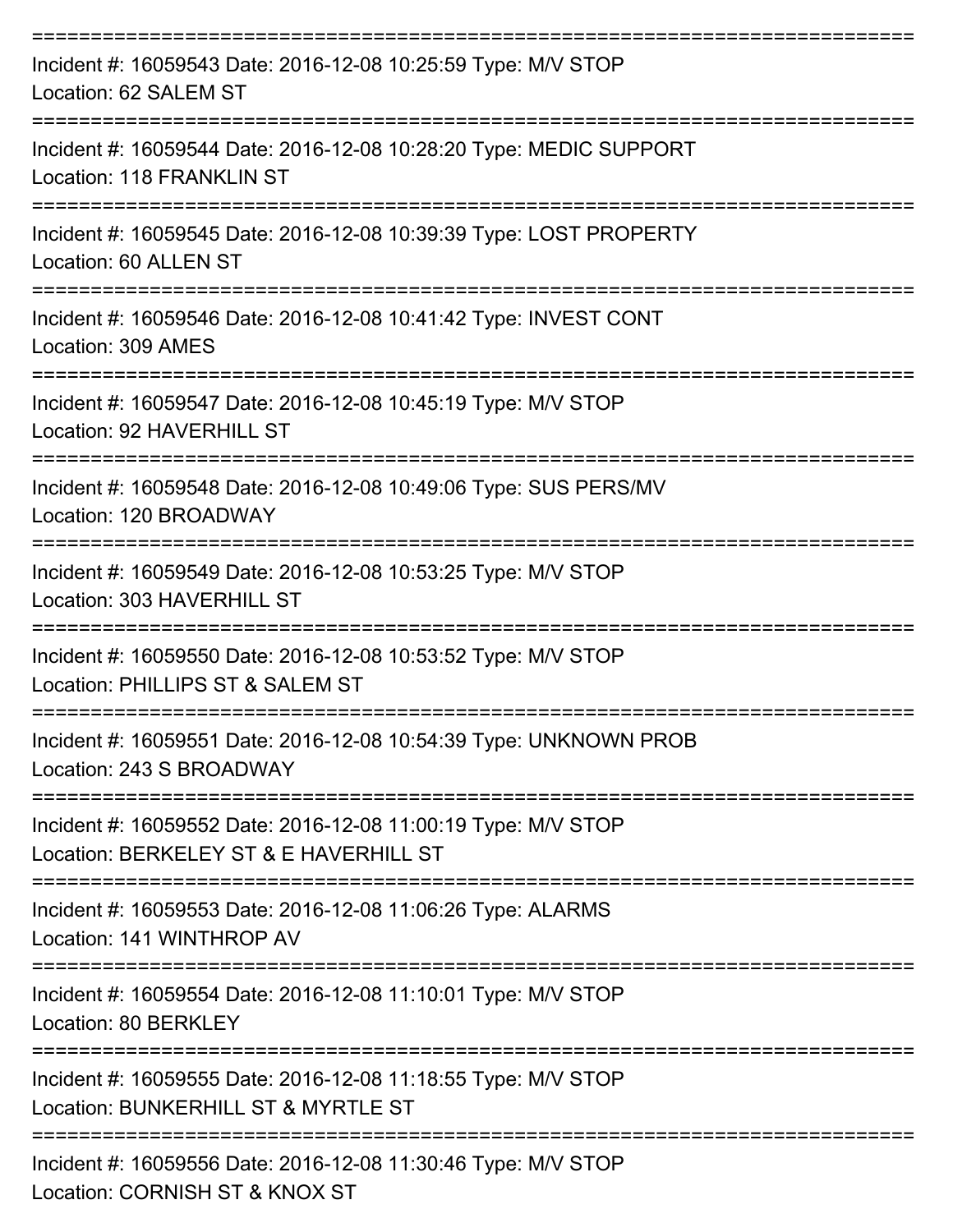===========================================================================

Incident #: 16059543 Date: 2016-12-08 10:25:59 Type: M/V STOP
Location: 62 SALEM ST

===========================================================================

Incident #: 16059544 Date: 2016-12-08 10:28:20 Type: MEDIC SUPPORT
Location: 118 FRANKLIN ST

===========================================================================

Incident #: 16059545 Date: 2016-12-08 10:39:39 Type: LOST PROPERTY
Location: 60 ALLEN ST

===========================================================================

Incident #: 16059546 Date: 2016-12-08 10:41:42 Type: INVEST CONT
Location: 309 AMES

===========================================================================

Incident #: 16059547 Date: 2016-12-08 10:45:19 Type: M/V STOP
Location: 92 HAVERHILL ST

===========================================================================

Incident #: 16059548 Date: 2016-12-08 10:49:06 Type: SUS PERS/MV
Location: 120 BROADWAY

===========================================================================

Incident #: 16059549 Date: 2016-12-08 10:53:25 Type: M/V STOP
Location: 303 HAVERHILL ST

===========================================================================

Incident #: 16059550 Date: 2016-12-08 10:53:52 Type: M/V STOP
Location: PHILLIPS ST & SALEM ST

===========================================================================

Incident #: 16059551 Date: 2016-12-08 10:54:39 Type: UNKNOWN PROB
Location: 243 S BROADWAY

===========================================================================

Incident #: 16059552 Date: 2016-12-08 11:00:19 Type: M/V STOP
Location: BERKELEY ST & E HAVERHILL ST

===========================================================================

Incident #: 16059553 Date: 2016-12-08 11:06:26 Type: ALARMS
Location: 141 WINTHROP AV

===========================================================================

Incident #: 16059554 Date: 2016-12-08 11:10:01 Type: M/V STOP
Location: 80 BERKLEY

===========================================================================

Incident #: 16059555 Date: 2016-12-08 11:18:55 Type: M/V STOP
Location: BUNKERHILL ST & MYRTLE ST

===========================================================================

Incident #: 16059556 Date: 2016-12-08 11:30:46 Type: M/V STOP
Location: CORNISH ST & KNOX ST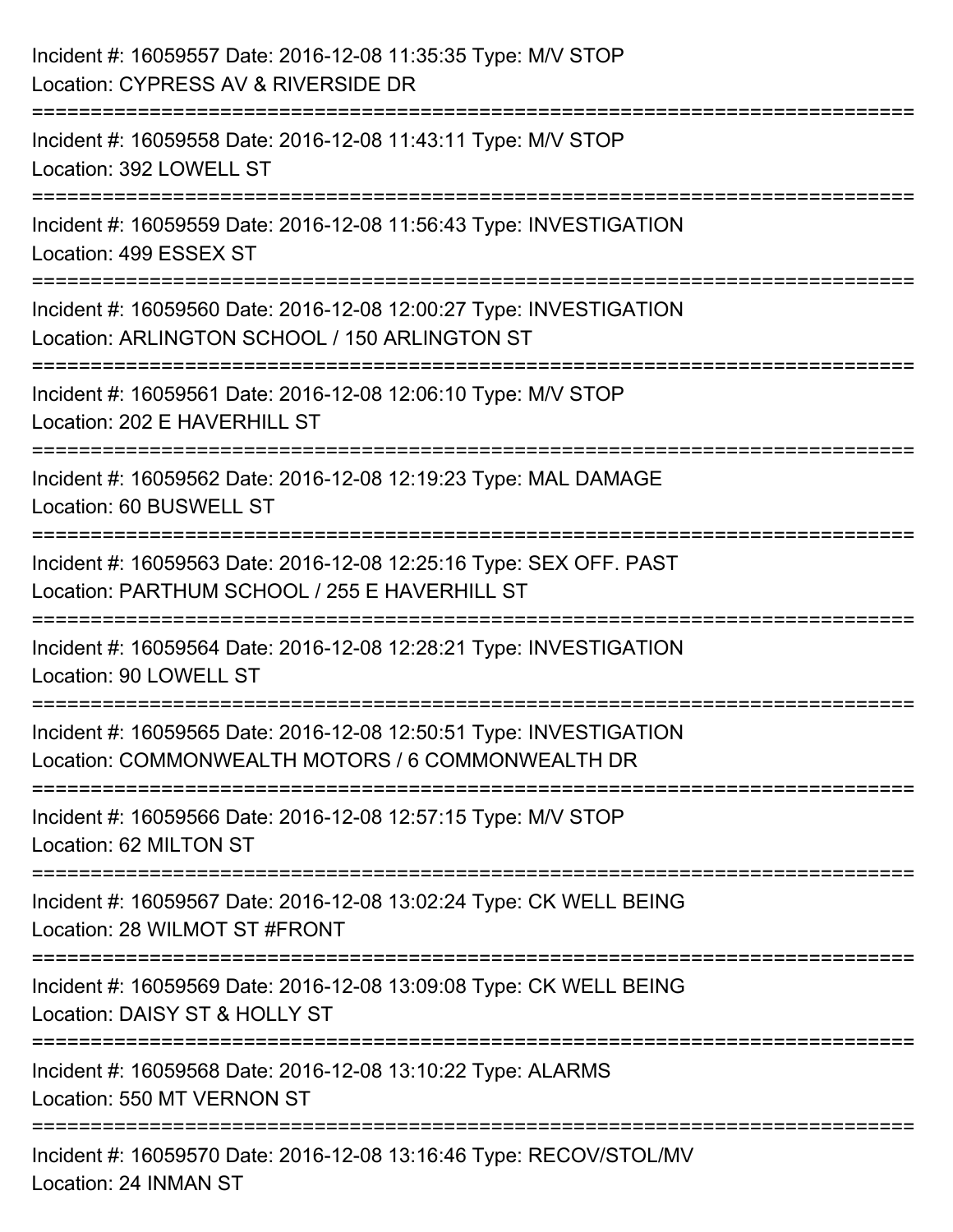Incident #: 16059557 Date: 2016-12-08 11:35:35 Type: M/V STOP
Location: CYPRESS AV & RIVERSIDE DR

===========================================================================

Incident #: 16059558 Date: 2016-12-08 11:43:11 Type: M/V STOP
Location: 392 LOWELL ST

===========================================================================

Incident #: 16059559 Date: 2016-12-08 11:56:43 Type: INVESTIGATION
Location: 499 ESSEX ST

===========================================================================

Incident #: 16059560 Date: 2016-12-08 12:00:27 Type: INVESTIGATION
Location: ARLINGTON SCHOOL / 150 ARLINGTON ST

===========================================================================

Incident #: 16059561 Date: 2016-12-08 12:06:10 Type: M/V STOP
Location: 202 E HAVERHILL ST

===========================================================================

Incident #: 16059562 Date: 2016-12-08 12:19:23 Type: MAL DAMAGE
Location: 60 BUSWELL ST

===========================================================================

Incident #: 16059563 Date: 2016-12-08 12:25:16 Type: SEX OFF. PAST
Location: PARTHUM SCHOOL / 255 E HAVERHILL ST

===========================================================================

Incident #: 16059564 Date: 2016-12-08 12:28:21 Type: INVESTIGATION
Location: 90 LOWELL ST

===========================================================================

Incident #: 16059565 Date: 2016-12-08 12:50:51 Type: INVESTIGATION
Location: COMMONWEALTH MOTORS / 6 COMMONWEALTH DR

===========================================================================

Incident #: 16059566 Date: 2016-12-08 12:57:15 Type: M/V STOP
Location: 62 MILTON ST

===========================================================================

Incident #: 16059567 Date: 2016-12-08 13:02:24 Type: CK WELL BEING
Location: 28 WILMOT ST #FRONT

===========================================================================

Incident #: 16059569 Date: 2016-12-08 13:09:08 Type: CK WELL BEING
Location: DAISY ST & HOLLY ST

===========================================================================

Incident #: 16059568 Date: 2016-12-08 13:10:22 Type: ALARMS
Location: 550 MT VERNON ST

===========================================================================

Incident #: 16059570 Date: 2016-12-08 13:16:46 Type: RECOV/STOL/MV
Location: 24 INMAN ST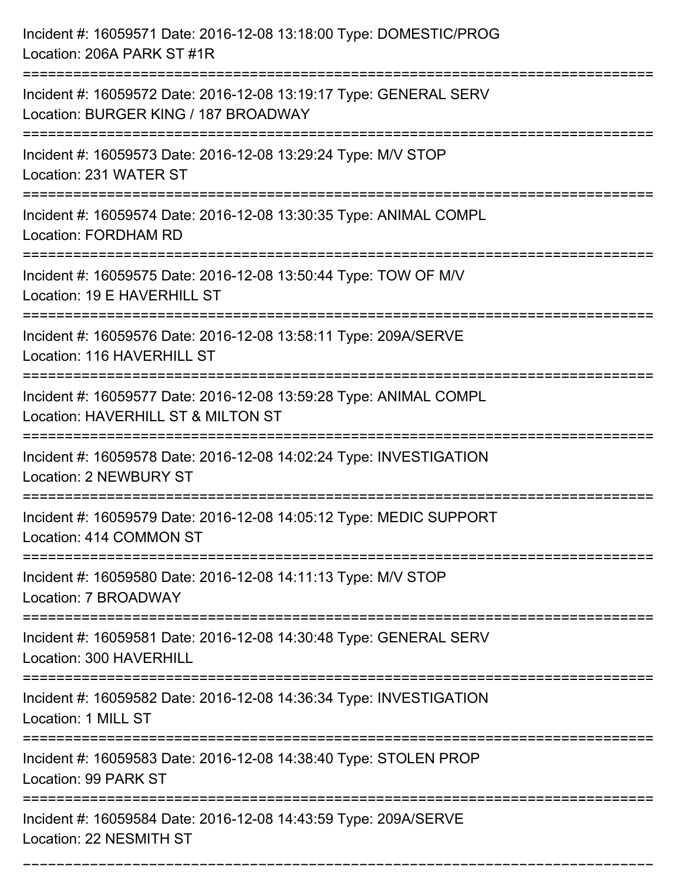Incident #: 16059571 Date: 2016-12-08 13:18:00 Type: DOMESTIC/PROG
Location: 206A PARK ST #1R

===========================================================================

Incident #: 16059572 Date: 2016-12-08 13:19:17 Type: GENERAL SERV
Location: BURGER KING / 187 BROADWAY

===========================================================================

Incident #: 16059573 Date: 2016-12-08 13:29:24 Type: M/V STOP
Location: 231 WATER ST

===========================================================================

Incident #: 16059574 Date: 2016-12-08 13:30:35 Type: ANIMAL COMPL
Location: FORDHAM RD

===========================================================================

Incident #: 16059575 Date: 2016-12-08 13:50:44 Type: TOW OF M/V
Location: 19 E HAVERHILL ST

===========================================================================

Incident #: 16059576 Date: 2016-12-08 13:58:11 Type: 209A/SERVE
Location: 116 HAVERHILL ST

===========================================================================

Incident #: 16059577 Date: 2016-12-08 13:59:28 Type: ANIMAL COMPL
Location: HAVERHILL ST & MILTON ST

===========================================================================

Incident #: 16059578 Date: 2016-12-08 14:02:24 Type: INVESTIGATION
Location: 2 NEWBURY ST

===========================================================================

Incident #: 16059579 Date: 2016-12-08 14:05:12 Type: MEDIC SUPPORT
Location: 414 COMMON ST

===========================================================================

Incident #: 16059580 Date: 2016-12-08 14:11:13 Type: M/V STOP
Location: 7 BROADWAY

===========================================================================

Incident #: 16059581 Date: 2016-12-08 14:30:48 Type: GENERAL SERV
Location: 300 HAVERHILL

===========================================================================

Incident #: 16059582 Date: 2016-12-08 14:36:34 Type: INVESTIGATION
Location: 1 MILL ST

===========================================================================

Incident #: 16059583 Date: 2016-12-08 14:38:40 Type: STOLEN PROP
Location: 99 PARK ST

===========================================================================

Incident #: 16059584 Date: 2016-12-08 14:43:59 Type: 209A/SERVE
Location: 22 NESMITH ST

===========================================================================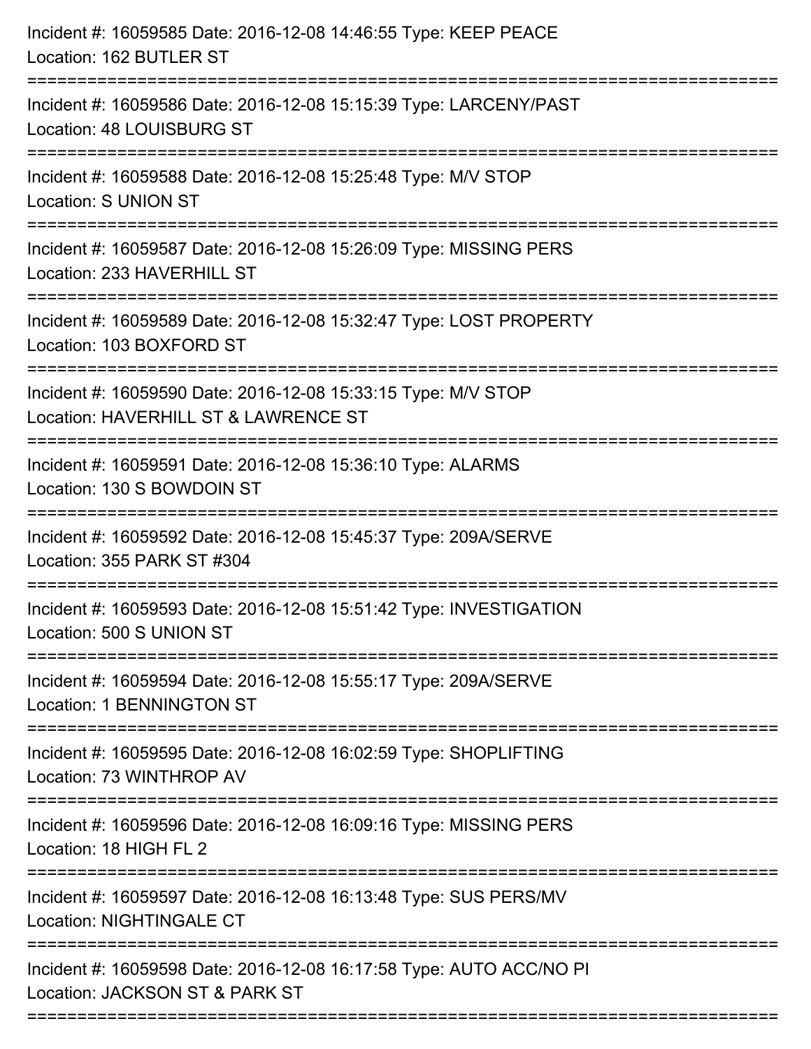Incident #: 16059585 Date: 2016-12-08 14:46:55 Type: KEEP PEACE
Location: 162 BUTLER ST

===========================================================================

Incident #: 16059586 Date: 2016-12-08 15:15:39 Type: LARCENY/PAST
Location: 48 LOUISBURG ST

===========================================================================

Incident #: 16059588 Date: 2016-12-08 15:25:48 Type: M/V STOP
Location: S UNION ST

===========================================================================

Incident #: 16059587 Date: 2016-12-08 15:26:09 Type: MISSING PERS
Location: 233 HAVERHILL ST

===========================================================================

Incident #: 16059589 Date: 2016-12-08 15:32:47 Type: LOST PROPERTY
Location: 103 BOXFORD ST

===========================================================================

Incident #: 16059590 Date: 2016-12-08 15:33:15 Type: M/V STOP
Location: HAVERHILL ST & LAWRENCE ST

===========================================================================

Incident #: 16059591 Date: 2016-12-08 15:36:10 Type: ALARMS
Location: 130 S BOWDOIN ST

===========================================================================

Incident #: 16059592 Date: 2016-12-08 15:45:37 Type: 209A/SERVE
Location: 355 PARK ST #304

===========================================================================

Incident #: 16059593 Date: 2016-12-08 15:51:42 Type: INVESTIGATION
Location: 500 S UNION ST

===========================================================================

Incident #: 16059594 Date: 2016-12-08 15:55:17 Type: 209A/SERVE
Location: 1 BENNINGTON ST

===========================================================================

Incident #: 16059595 Date: 2016-12-08 16:02:59 Type: SHOPLIFTING
Location: 73 WINTHROP AV

===========================================================================

Incident #: 16059596 Date: 2016-12-08 16:09:16 Type: MISSING PERS
Location: 18 HIGH FL 2

===========================================================================

Incident #: 16059597 Date: 2016-12-08 16:13:48 Type: SUS PERS/MV
Location: NIGHTINGALE CT

===========================================================================

Incident #: 16059598 Date: 2016-12-08 16:17:58 Type: AUTO ACC/NO PI
Location: JACKSON ST & PARK ST

===========================================================================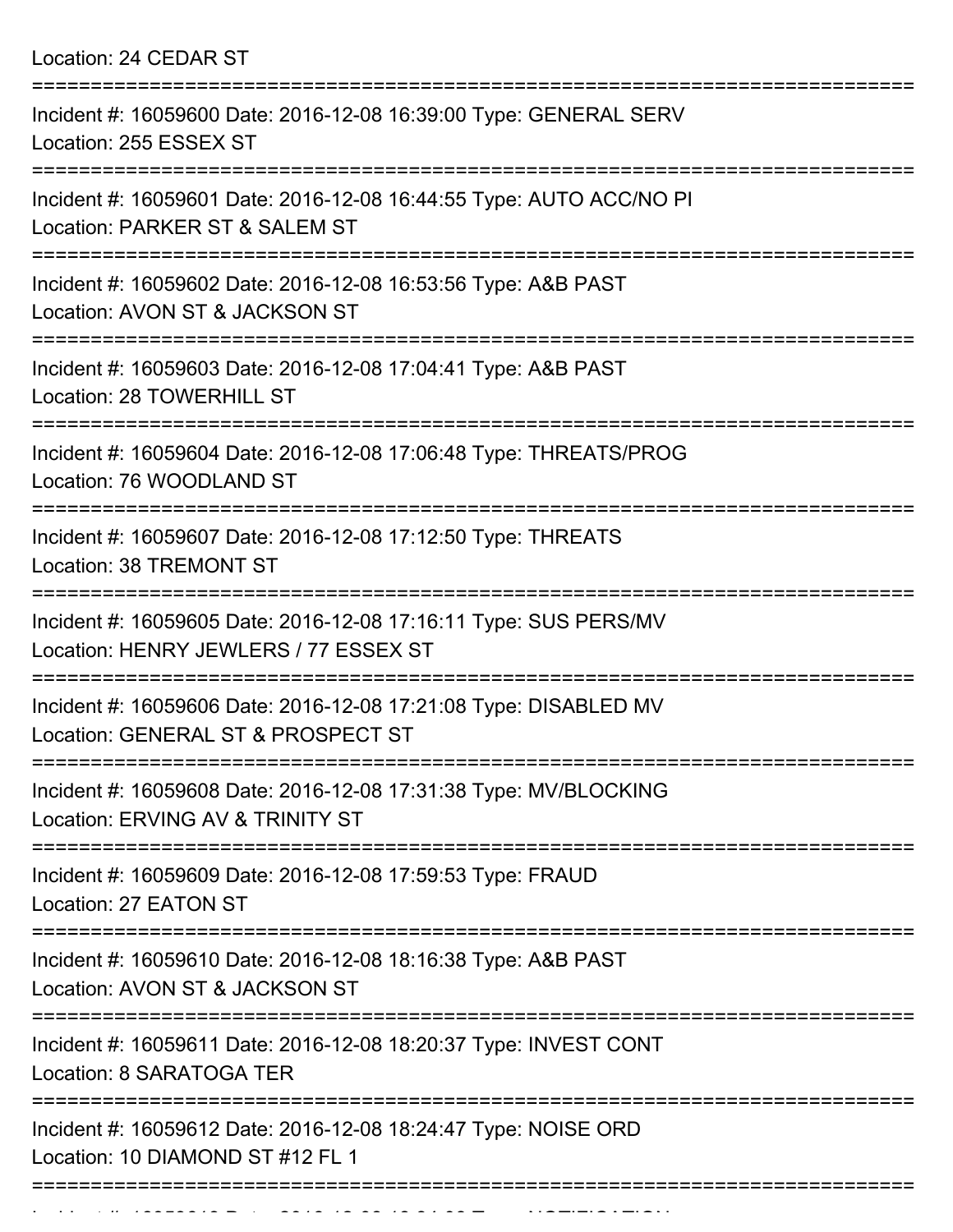Location: 24 CEDAR ST

===========================================================================

Incident #: 16059600 Date: 2016-12-08 16:39:00 Type: GENERAL SERV
Location: 255 ESSEX ST

===========================================================================

Incident #: 16059601 Date: 2016-12-08 16:44:55 Type: AUTO ACC/NO PI
Location: PARKER ST & SALEM ST

===========================================================================

Incident #: 16059602 Date: 2016-12-08 16:53:56 Type: A&B PAST
Location: AVON ST & JACKSON ST

===========================================================================

Incident #: 16059603 Date: 2016-12-08 17:04:41 Type: A&B PAST
Location: 28 TOWERHILL ST

===========================================================================

Incident #: 16059604 Date: 2016-12-08 17:06:48 Type: THREATS/PROG
Location: 76 WOODLAND ST

===========================================================================

Incident #: 16059607 Date: 2016-12-08 17:12:50 Type: THREATS
Location: 38 TREMONT ST

===========================================================================

Incident #: 16059605 Date: 2016-12-08 17:16:11 Type: SUS PERS/MV
Location: HENRY JEWLERS / 77 ESSEX ST

===========================================================================

Incident #: 16059606 Date: 2016-12-08 17:21:08 Type: DISABLED MV
Location: GENERAL ST & PROSPECT ST

===========================================================================

Incident #: 16059608 Date: 2016-12-08 17:31:38 Type: MV/BLOCKING
Location: ERVING AV & TRINITY ST

===========================================================================

Incident #: 16059609 Date: 2016-12-08 17:59:53 Type: FRAUD
Location: 27 EATON ST

===========================================================================

Incident #: 16059610 Date: 2016-12-08 18:16:38 Type: A&B PAST
Location: AVON ST & JACKSON ST

===========================================================================

Incident #: 16059611 Date: 2016-12-08 18:20:37 Type: INVEST CONT
Location: 8 SARATOGA TER

===========================================================================

Incident #: 16059612 Date: 2016-12-08 18:24:47 Type: NOISE ORD
Location: 10 DIAMOND ST #12 FL 1

===========================================================================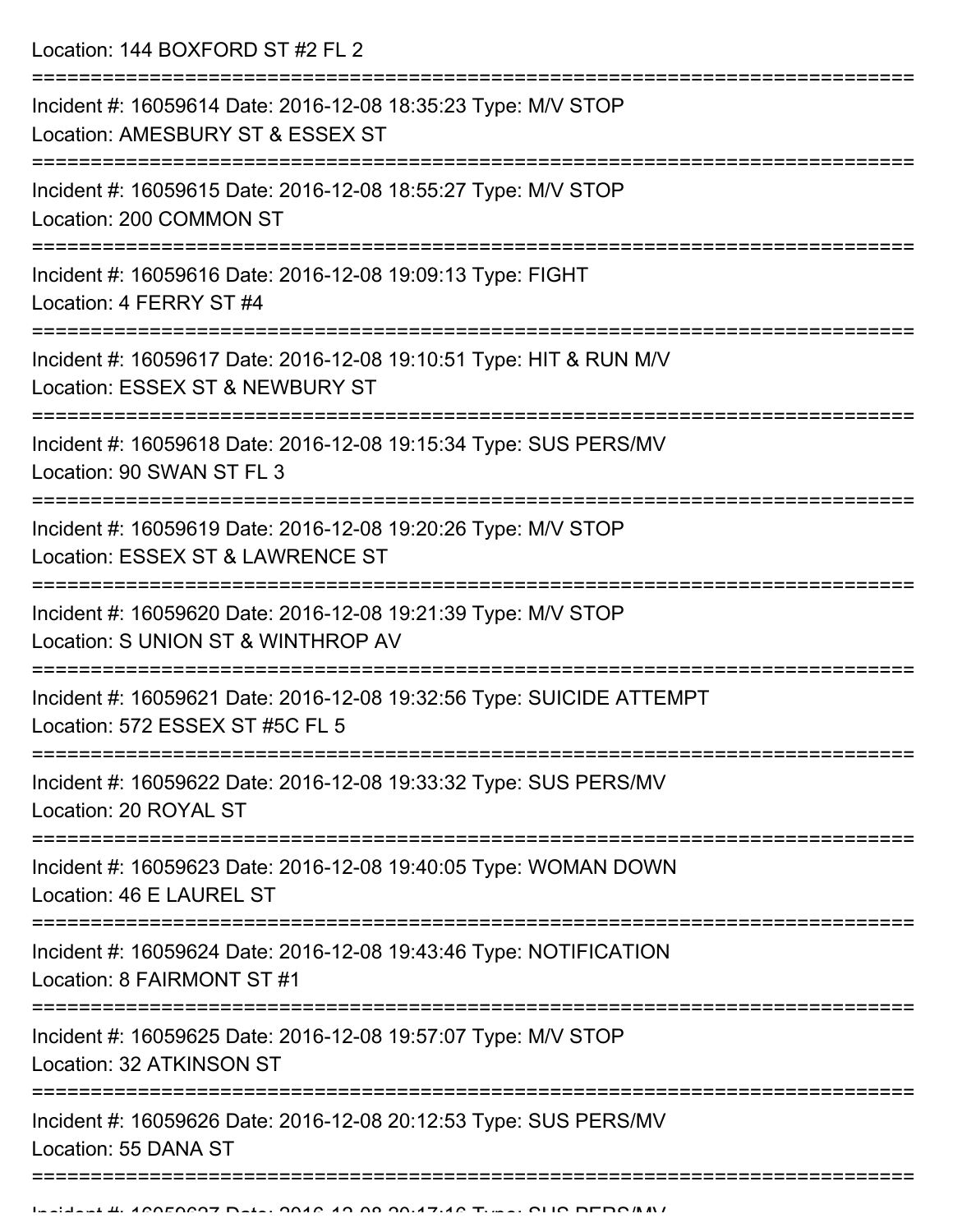Location: 144 BOXFORD ST #2 FL 2

===========================================================================

Incident #: 16059614 Date: 2016-12-08 18:35:23 Type: M/V STOP
Location: AMESBURY ST & ESSEX ST

===========================================================================

Incident #: 16059615 Date: 2016-12-08 18:55:27 Type: M/V STOP
Location: 200 COMMON ST

===========================================================================

Incident #: 16059616 Date: 2016-12-08 19:09:13 Type: FIGHT
Location: 4 FERRY ST #4

===========================================================================

Incident #: 16059617 Date: 2016-12-08 19:10:51 Type: HIT & RUN M/V
Location: ESSEX ST & NEWBURY ST

===========================================================================

Incident #: 16059618 Date: 2016-12-08 19:15:34 Type: SUS PERS/MV
Location: 90 SWAN ST FL 3

===========================================================================

Incident #: 16059619 Date: 2016-12-08 19:20:26 Type: M/V STOP
Location: ESSEX ST & LAWRENCE ST

===========================================================================

Incident #: 16059620 Date: 2016-12-08 19:21:39 Type: M/V STOP
Location: S UNION ST & WINTHROP AV

===========================================================================

Incident #: 16059621 Date: 2016-12-08 19:32:56 Type: SUICIDE ATTEMPT
Location: 572 ESSEX ST #5C FL 5

===========================================================================

Incident #: 16059622 Date: 2016-12-08 19:33:32 Type: SUS PERS/MV
Location: 20 ROYAL ST

===========================================================================

Incident #: 16059623 Date: 2016-12-08 19:40:05 Type: WOMAN DOWN
Location: 46 E LAUREL ST

===========================================================================

Incident #: 16059624 Date: 2016-12-08 19:43:46 Type: NOTIFICATION
Location: 8 FAIRMONT ST #1

===========================================================================

Incident #: 16059625 Date: 2016-12-08 19:57:07 Type: M/V STOP
Location: 32 ATKINSON ST

===========================================================================

Incident #: 16059626 Date: 2016-12-08 20:12:53 Type: SUS PERS/MV
Location: 55 DANA ST

===========================================================================

Incident #: 16059627 Date: 2016-12-08 20:17:16 Type: SUS PERS/MV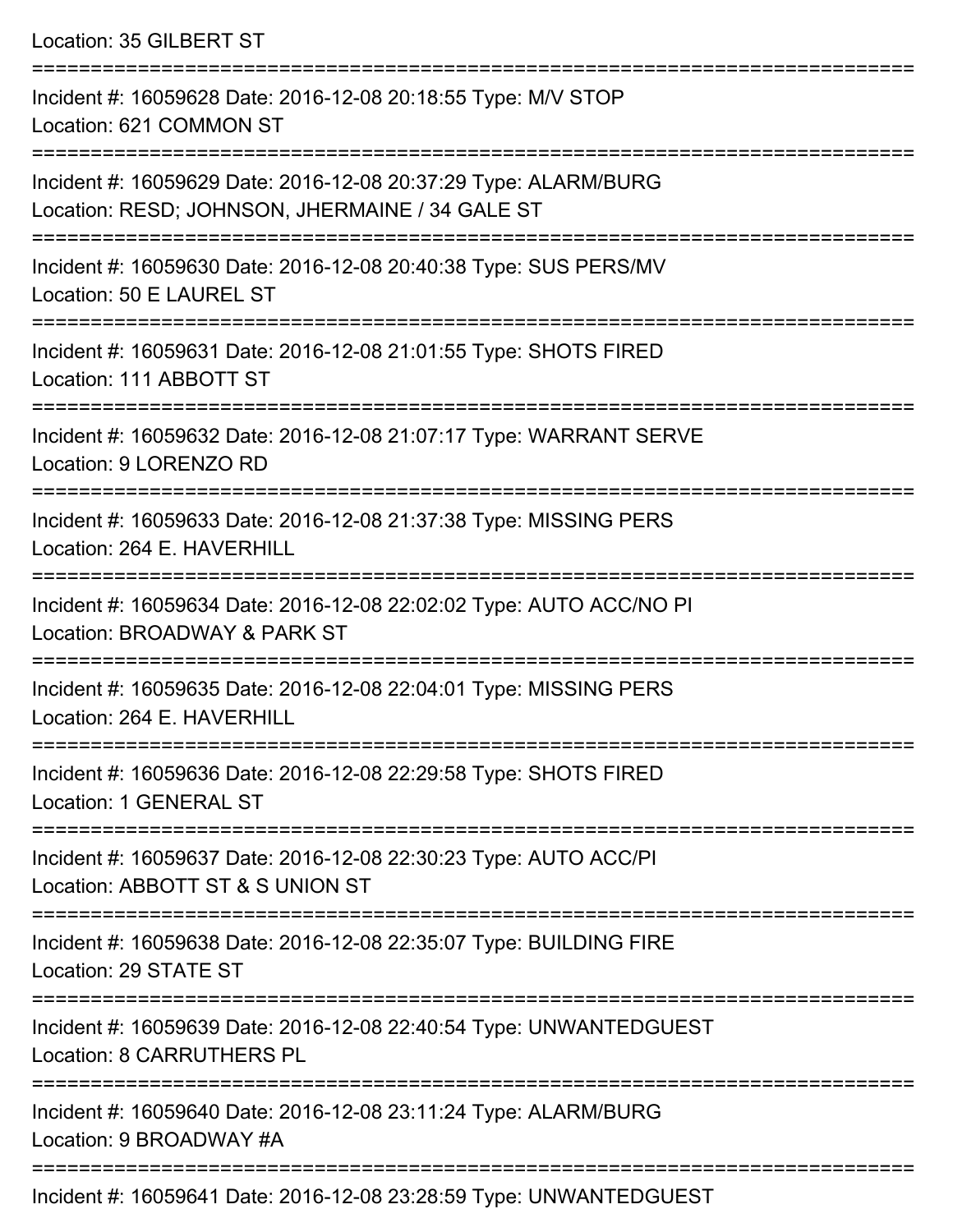Location: 35 GILBERT ST

===========================================================================

Incident #: 16059628 Date: 2016-12-08 20:18:55 Type: M/V STOP
Location: 621 COMMON ST

===========================================================================

Incident #: 16059629 Date: 2016-12-08 20:37:29 Type: ALARM/BURG
Location: RESD; JOHNSON, JHERMAINE / 34 GALE ST

===========================================================================

Incident #: 16059630 Date: 2016-12-08 20:40:38 Type: SUS PERS/MV
Location: 50 E LAUREL ST

===========================================================================

Incident #: 16059631 Date: 2016-12-08 21:01:55 Type: SHOTS FIRED
Location: 111 ABBOTT ST

===========================================================================

Incident #: 16059632 Date: 2016-12-08 21:07:17 Type: WARRANT SERVE
Location: 9 LORENZO RD

===========================================================================

Incident #: 16059633 Date: 2016-12-08 21:37:38 Type: MISSING PERS
Location: 264 E. HAVERHILL

===========================================================================

Incident #: 16059634 Date: 2016-12-08 22:02:02 Type: AUTO ACC/NO PI
Location: BROADWAY & PARK ST

===========================================================================

Incident #: 16059635 Date: 2016-12-08 22:04:01 Type: MISSING PERS
Location: 264 E. HAVERHILL

===========================================================================

Incident #: 16059636 Date: 2016-12-08 22:29:58 Type: SHOTS FIRED
Location: 1 GENERAL ST

===========================================================================

Incident #: 16059637 Date: 2016-12-08 22:30:23 Type: AUTO ACC/PI
Location: ABBOTT ST & S UNION ST

===========================================================================

Incident #: 16059638 Date: 2016-12-08 22:35:07 Type: BUILDING FIRE
Location: 29 STATE ST

===========================================================================

Incident #: 16059639 Date: 2016-12-08 22:40:54 Type: UNWANTEDGUEST
Location: 8 CARRUTHERS PL

===========================================================================

Incident #: 16059640 Date: 2016-12-08 23:11:24 Type: ALARM/BURG
Location: 9 BROADWAY #A

===========================================================================

Incident #: 16059641 Date: 2016-12-08 23:28:59 Type: UNWANTEDGUEST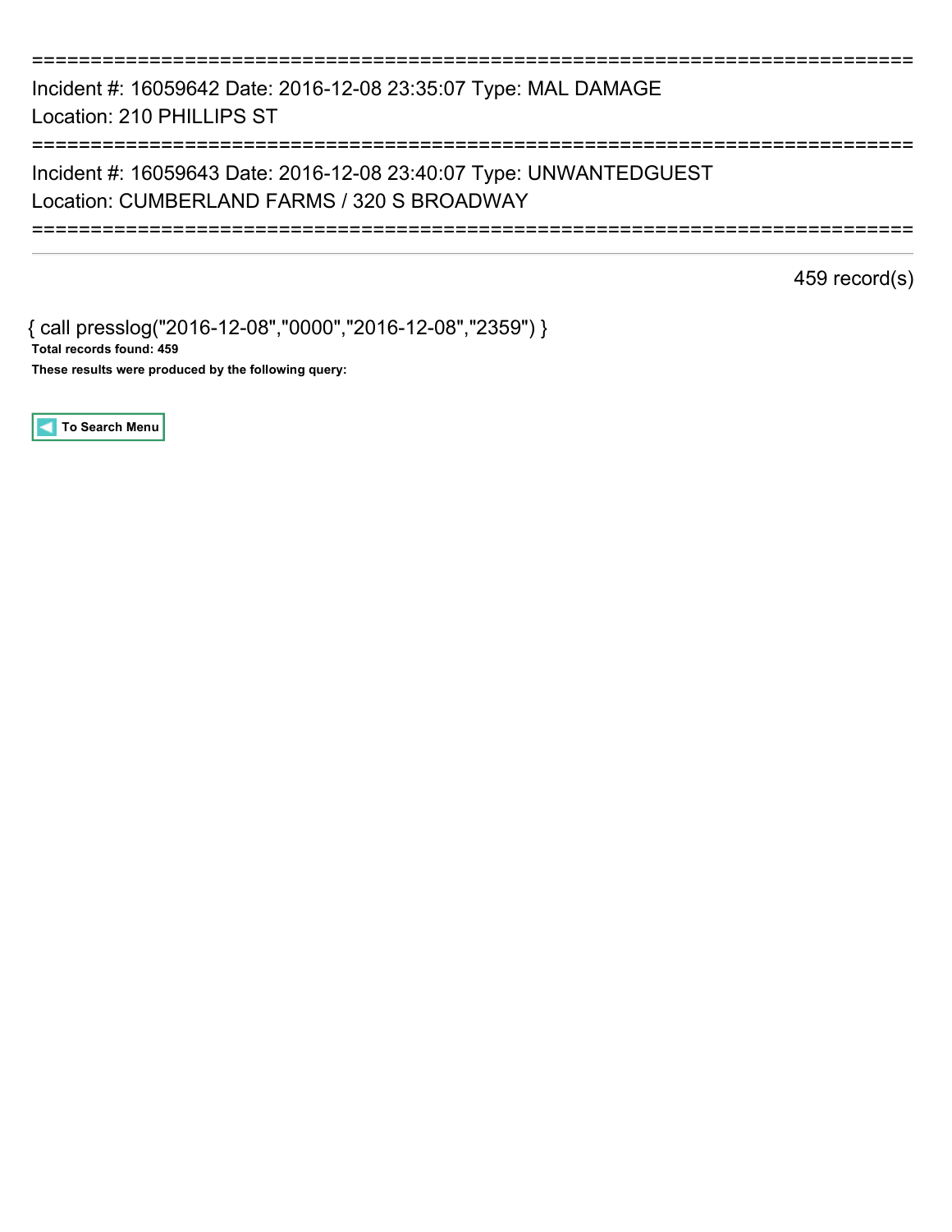===========================================================================

Incident #: 16059642 Date: 2016-12-08 23:35:07 Type: MAL DAMAGE
Location: 210 PHILLIPS ST

===========================================================================

Incident #: 16059643 Date: 2016-12-08 23:40:07 Type: UNWANTEDGUEST
Location: CUMBERLAND FARMS / 320 S BROADWAY

===========================================================================

---

459 record(s)

{ call presslog("2016-12-08","0000","2016-12-08","2359") }

**Total records found: 459**

**These results were produced by the following query:**

**To Search Menu**